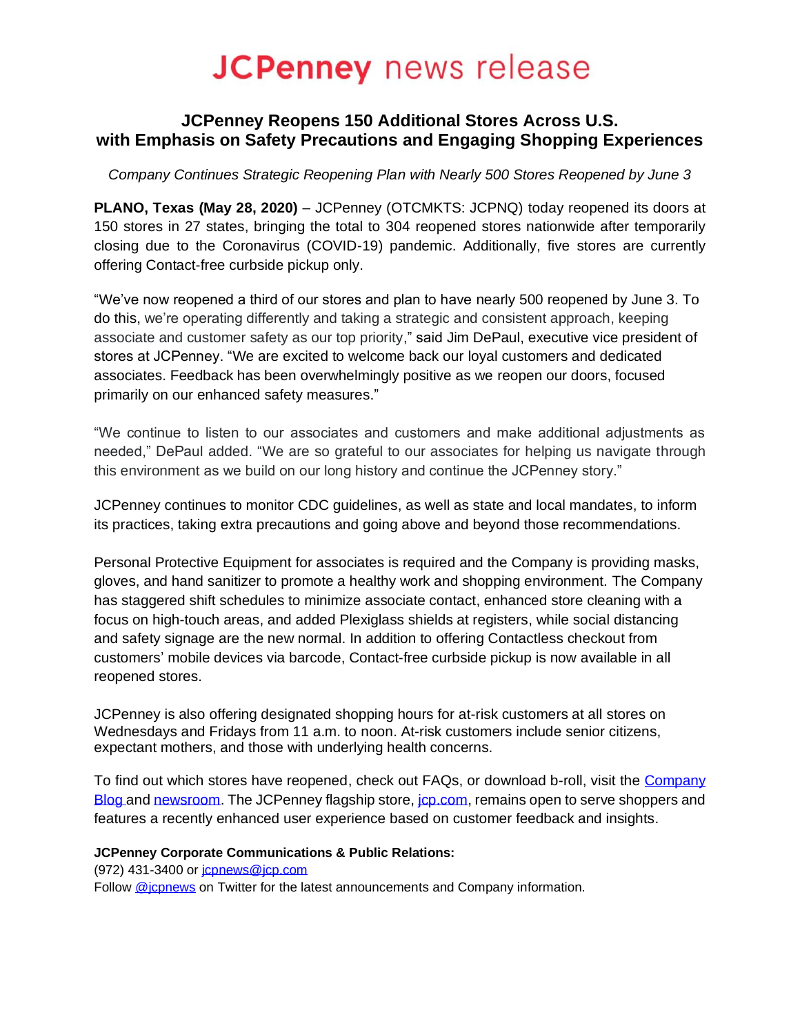# JCPenney news release

## JCPenney Reopens 150 Additional Stores Across U.S. with Emphasis on Safety Precautions and Engaging Shopping Experiences

*Company Continues Strategic Reopening Plan with Nearly 500 Stores Reopened by June 3*

**PLANO, Texas (May 28, 2020)** – JCPenney (OTCMKTS: JCPNQ) today reopened its doors at 150 stores in 27 states, bringing the total to 304 reopened stores nationwide after temporarily closing due to the Coronavirus (COVID-19) pandemic. Additionally, five stores are currently offering Contact-free curbside pickup only.

"We've now reopened a third of our stores and plan to have nearly 500 reopened by June 3. To do this, we're operating differently and taking a strategic and consistent approach, keeping associate and customer safety as our top priority," said Jim DePaul, executive vice president of stores at JCPenney. "We are excited to welcome back our loyal customers and dedicated associates. Feedback has been overwhelmingly positive as we reopen our doors, focused primarily on our enhanced safety measures."

"We continue to listen to our associates and customers and make additional adjustments as needed," DePaul added. "We are so grateful to our associates for helping us navigate through this environment as we build on our long history and continue the JCPenney story."

JCPenney continues to monitor CDC guidelines, as well as state and local mandates, to inform its practices, taking extra precautions and going above and beyond those recommendations.

Personal Protective Equipment for associates is required and the Company is providing masks, gloves, and hand sanitizer to promote a healthy work and shopping environment. The Company has staggered shift schedules to minimize associate contact, enhanced store cleaning with a focus on high-touch areas, and added Plexiglass shields at registers, while social distancing and safety signage are the new normal. In addition to offering Contactless checkout from customers' mobile devices via barcode, Contact-free curbside pickup is now available in all reopened stores.

JCPenney is also offering designated shopping hours for at-risk customers at all stores on Wednesdays and Fridays from 11 a.m. to noon. At-risk customers include senior citizens, expectant mothers, and those with underlying health concerns.

To find out which stores have reopened, check out FAQs, or download b-roll, visit the Company Blog and newsroom. The JCPenney flagship store, jcp.com, remains open to serve shoppers and features a recently enhanced user experience based on customer feedback and insights.

**JCPenney Corporate Communications & Public Relations:**
(972) 431-3400 or jcpnews@jcp.com
Follow @jcpnews on Twitter for the latest announcements and Company information.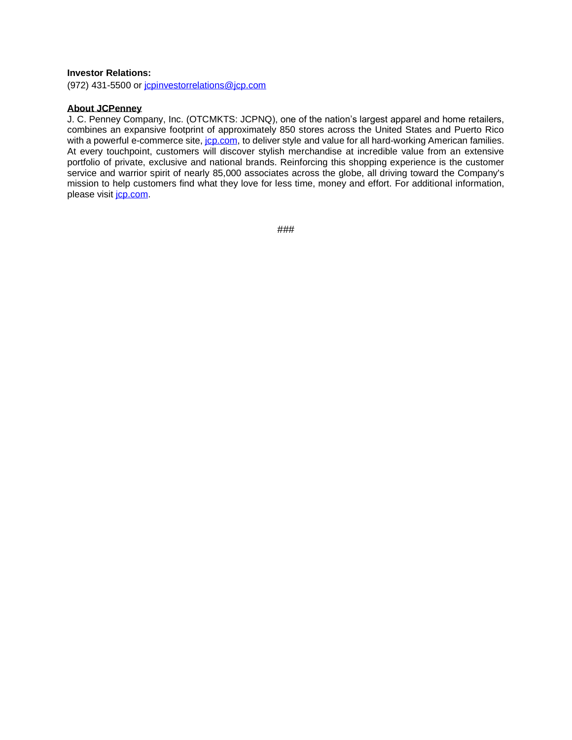**Investor Relations:**
(972) 431-5500 or jcpinvestorrelations@jcp.com

**About JCPenney**

J. C. Penney Company, Inc. (OTCMKTS: JCPNQ), one of the nation's largest apparel and home retailers, combines an expansive footprint of approximately 850 stores across the United States and Puerto Rico with a powerful e-commerce site, jcp.com, to deliver style and value for all hard-working American families. At every touchpoint, customers will discover stylish merchandise at incredible value from an extensive portfolio of private, exclusive and national brands. Reinforcing this shopping experience is the customer service and warrior spirit of nearly 85,000 associates across the globe, all driving toward the Company's mission to help customers find what they love for less time, money and effort. For additional information, please visit jcp.com.

###